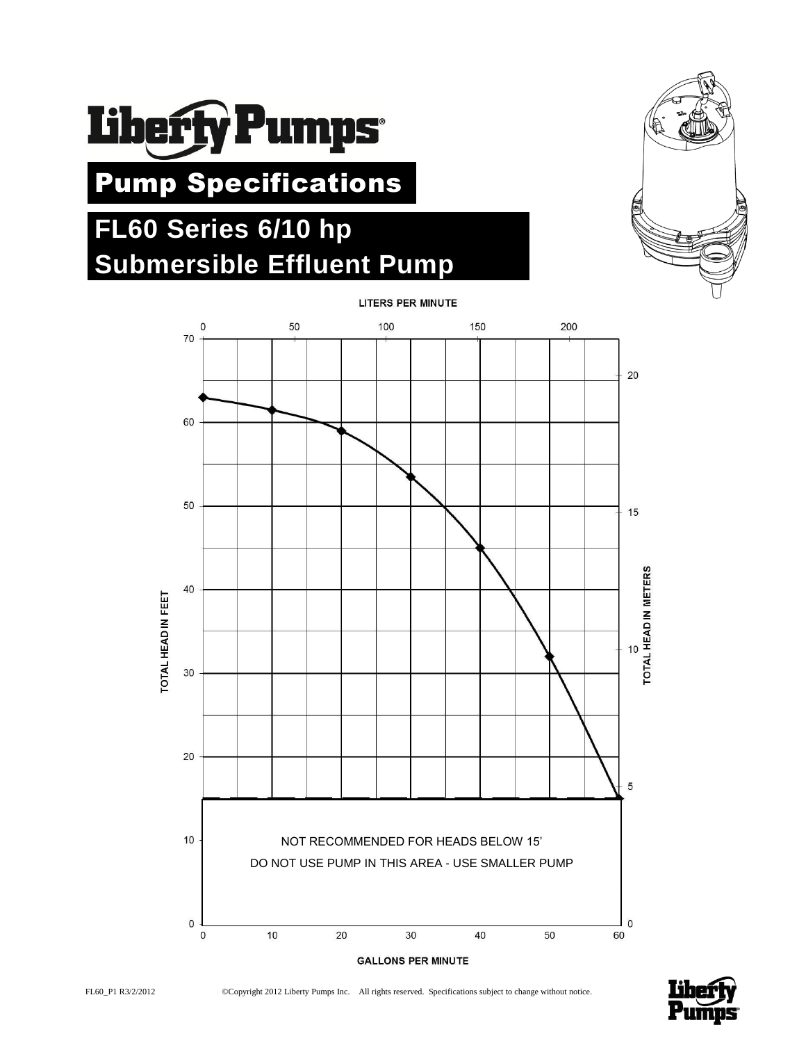# Liberty Pumps

## Pump Specifications

## FL60 Series 6/10 hp Submersible Effluent Pump

LITERS PER MINUTE

TOTAL HEAD IN FEET

TOTAL HEAD IN METERS

NOT RECOMMENDED FOR HEADS BELOW 15'

DO NOT USE PUMP IN THIS AREA - USE SMALLER PUMP

GALLONS PER MINUTE

FL60_P1 R3/2/2012

©Copyright 2012 Liberty Pumps Inc. All rights reserved. Specifications subject to change without notice.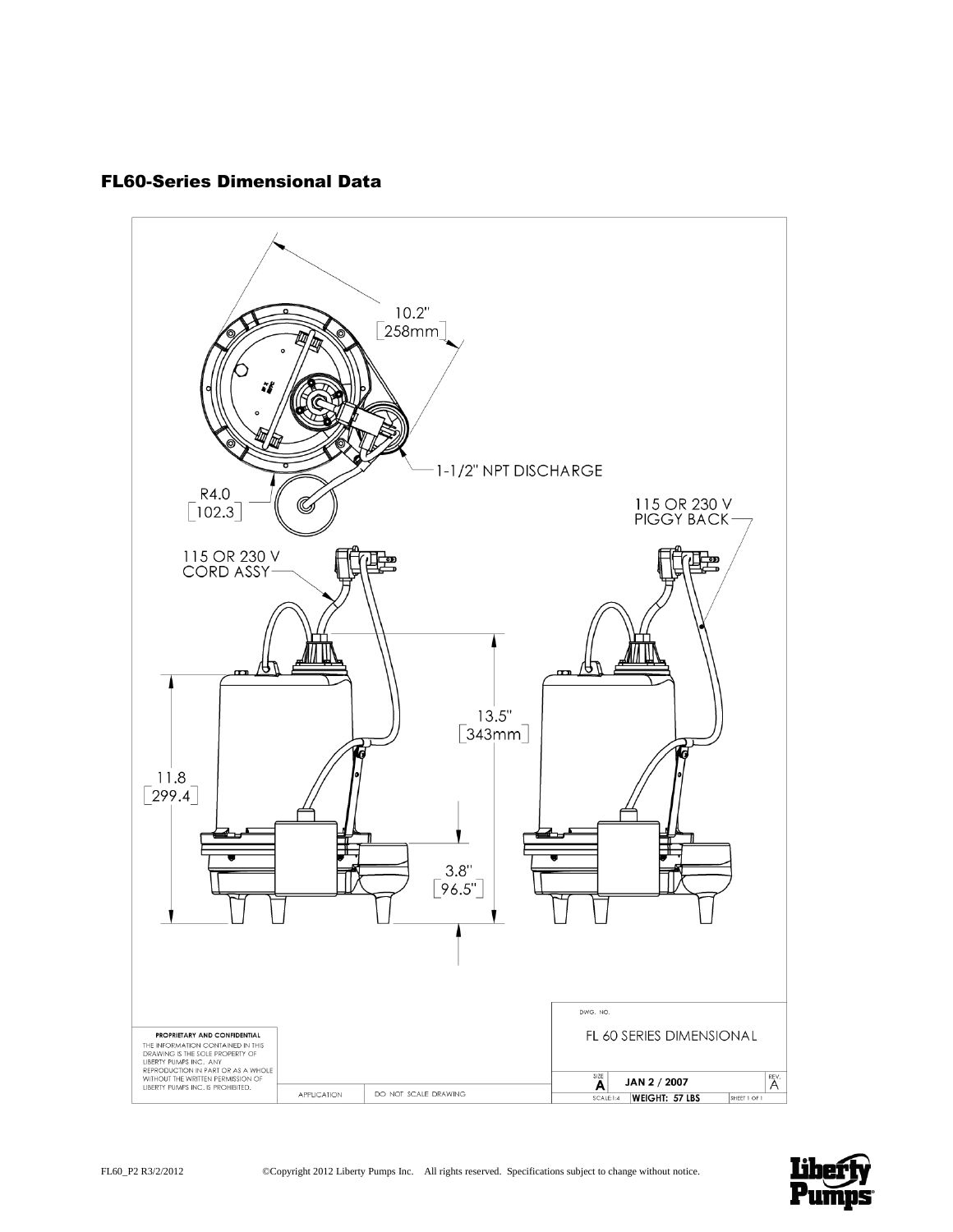## FL60-Series Dimensional Data

10.2"
[258mm]

1-1/2" NPT DISCHARGE

R4.0
[102.3]

115 OR 230 V
PIGGY BACK

115 OR 230 V
CORD ASSY

13.5"
[343mm]

11.8
[299.4]

3.8"
[96.5"]

PROPRIETARY AND CONFIDENTIAL
THE INFORMATION CONTAINED IN THIS DRAWING IS THE SOLE PROPERTY OF LIBERTY PUMPS INC. ANY REPRODUCTION IN PART OR AS A WHOLE WITHOUT THE WRITTEN PERMISSION OF LIBERTY PUMPS INC. IS PROHIBITED.

APPLICATION | DO NOT SCALE DRAWING

DWG. NO.

FL 60 SERIES DIMENSIONAL

SIZE A | JAN 2 / 2007 | REV. A

SCALE:1:4 | WEIGHT: 57 LBS | SHEET 1 OF 1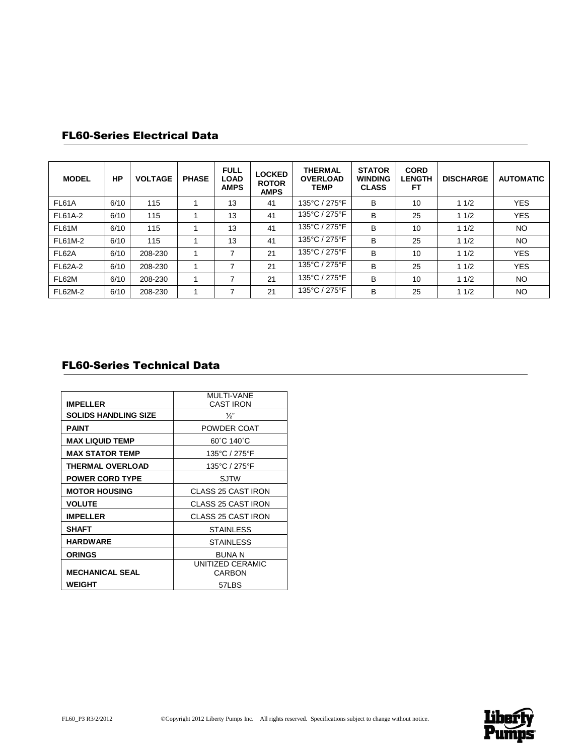## FL60-Series Electrical Data

| MODEL | HP | VOLTAGE | PHASE | FULL LOAD AMPS | LOCKED ROTOR AMPS | THERMAL OVERLOAD TEMP | STATOR WINDING CLASS | CORD LENGTH FT | DISCHARGE | AUTOMATIC |
|---|---|---|---|---|---|---|---|---|---|---|
| FL61A | 6/10 | 115 | 1 | 13 | 41 | 135°C / 275°F | B | 10 | 1 1/2 | YES |
| FL61A-2 | 6/10 | 115 | 1 | 13 | 41 | 135°C / 275°F | B | 25 | 1 1/2 | YES |
| FL61M | 6/10 | 115 | 1 | 13 | 41 | 135°C / 275°F | B | 10 | 1 1/2 | NO |
| FL61M-2 | 6/10 | 115 | 1 | 13 | 41 | 135°C / 275°F | B | 25 | 1 1/2 | NO |
| FL62A | 6/10 | 208-230 | 1 | 7 | 21 | 135°C / 275°F | B | 10 | 1 1/2 | YES |
| FL62A-2 | 6/10 | 208-230 | 1 | 7 | 21 | 135°C / 275°F | B | 25 | 1 1/2 | YES |
| FL62M | 6/10 | 208-230 | 1 | 7 | 21 | 135°C / 275°F | B | 10 | 1 1/2 | NO |
| FL62M-2 | 6/10 | 208-230 | 1 | 7 | 21 | 135°C / 275°F | B | 25 | 1 1/2 | NO |

## FL60-Series Technical Data

| | |
|---|---|
| **IMPELLER** | MULTI-VANE CAST IRON |
| **SOLIDS HANDLING SIZE** | ½" |
| **PAINT** | POWDER COAT |
| **MAX LIQUID TEMP** | 60˚C 140˚C |
| **MAX STATOR TEMP** | 135°C / 275°F |
| **THERMAL OVERLOAD** | 135°C / 275°F |
| **POWER CORD TYPE** | SJTW |
| **MOTOR HOUSING** | CLASS 25 CAST IRON |
| **VOLUTE** | CLASS 25 CAST IRON |
| **IMPELLER** | CLASS 25 CAST IRON |
| **SHAFT** | STAINLESS |
| **HARDWARE** | STAINLESS |
| **ORINGS** | BUNA N |
| **MECHANICAL SEAL** | UNITIZED CERAMIC CARBON |
| **WEIGHT** | 57LBS |

FL60_P3 R3/2/2012 ©Copyright 2012 Liberty Pumps Inc. All rights reserved. Specifications subject to change without notice.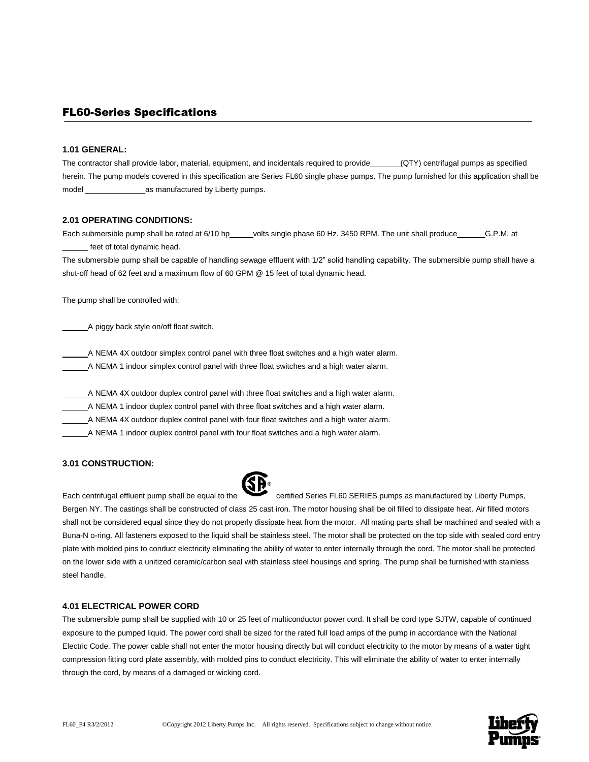## FL60-Series Specifications

### 1.01 GENERAL:

The contractor shall provide labor, material, equipment, and incidentals required to provide_______(QTY) centrifugal pumps as specified herein. The pump models covered in this specification are Series FL60 single phase pumps. The pump furnished for this application shall be model ______________as manufactured by Liberty pumps.

### 2.01 OPERATING CONDITIONS:

Each submersible pump shall be rated at 6/10 hp_____volts single phase 60 Hz. 3450 RPM. The unit shall produce______G.P.M. at ______ feet of total dynamic head.

The submersible pump shall be capable of handling sewage effluent with 1/2" solid handling capability. The submersible pump shall have a shut-off head of 62 feet and a maximum flow of 60 GPM @ 15 feet of total dynamic head.

The pump shall be controlled with:

______A piggy back style on/off float switch.

______A NEMA 4X outdoor simplex control panel with three float switches and a high water alarm.
______A NEMA 1 indoor simplex control panel with three float switches and a high water alarm.

______A NEMA 4X outdoor duplex control panel with three float switches and a high water alarm.
______A NEMA 1 indoor duplex control panel with three float switches and a high water alarm.
______A NEMA 4X outdoor duplex control panel with four float switches and a high water alarm.
______A NEMA 1 indoor duplex control panel with four float switches and a high water alarm.

### 3.01 CONSTRUCTION:

Each centrifugal effluent pump shall be equal to the CSA® certified Series FL60 SERIES pumps as manufactured by Liberty Pumps, Bergen NY. The castings shall be constructed of class 25 cast iron. The motor housing shall be oil filled to dissipate heat. Air filled motors shall not be considered equal since they do not properly dissipate heat from the motor. All mating parts shall be machined and sealed with a Buna-N o-ring. All fasteners exposed to the liquid shall be stainless steel. The motor shall be protected on the top side with sealed cord entry plate with molded pins to conduct electricity eliminating the ability of water to enter internally through the cord. The motor shall be protected on the lower side with a unitized ceramic/carbon seal with stainless steel housings and spring. The pump shall be furnished with stainless steel handle.

### 4.01 ELECTRICAL POWER CORD

The submersible pump shall be supplied with 10 or 25 feet of multiconductor power cord. It shall be cord type SJTW, capable of continued exposure to the pumped liquid. The power cord shall be sized for the rated full load amps of the pump in accordance with the National Electric Code. The power cable shall not enter the motor housing directly but will conduct electricity to the motor by means of a water tight compression fitting cord plate assembly, with molded pins to conduct electricity. This will eliminate the ability of water to enter internally through the cord, by means of a damaged or wicking cord.

FL60_P4 R3/2/2012 ©Copyright 2012 Liberty Pumps Inc. All rights reserved. Specifications subject to change without notice.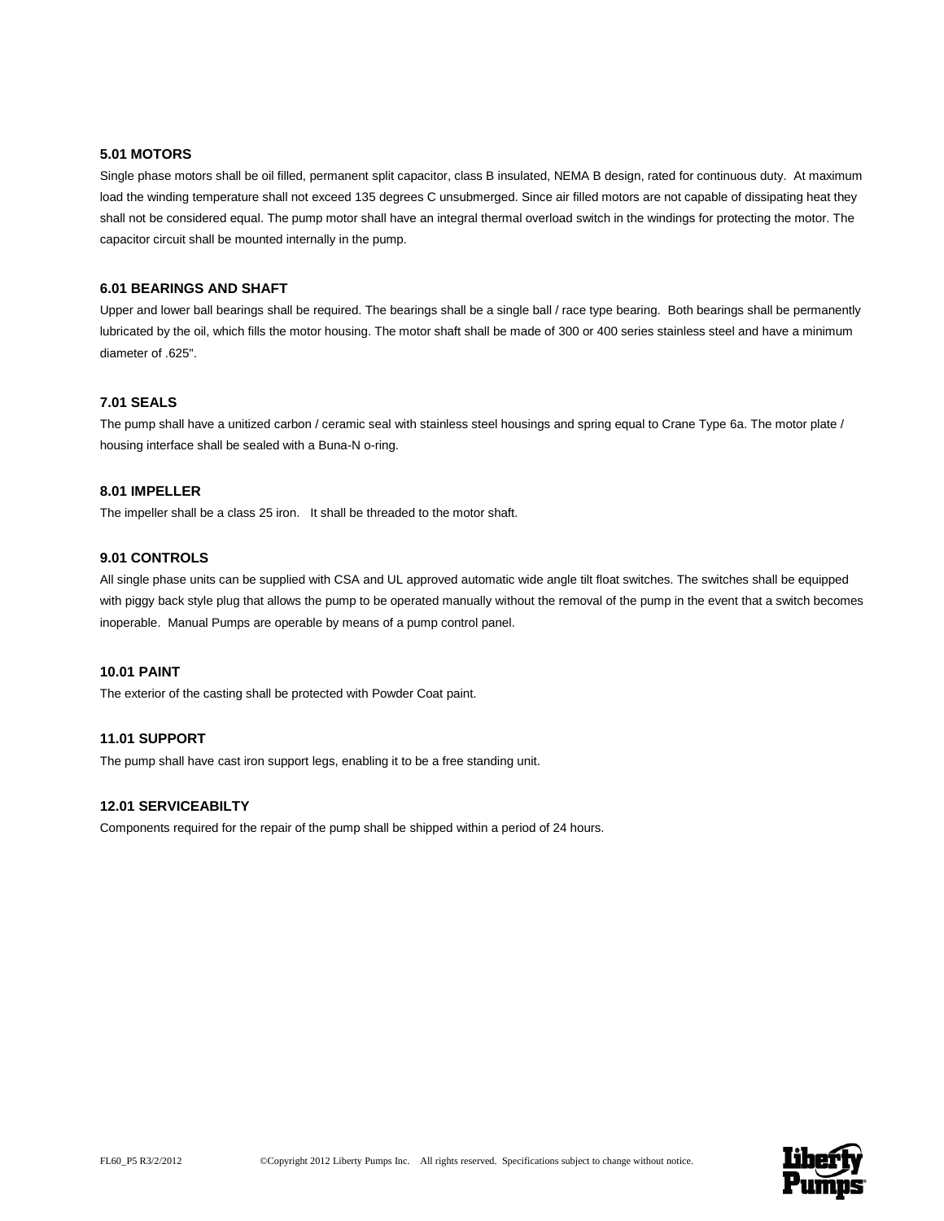### 5.01 MOTORS

Single phase motors shall be oil filled, permanent split capacitor, class B insulated, NEMA B design, rated for continuous duty. At maximum load the winding temperature shall not exceed 135 degrees C unsubmerged. Since air filled motors are not capable of dissipating heat they shall not be considered equal. The pump motor shall have an integral thermal overload switch in the windings for protecting the motor. The capacitor circuit shall be mounted internally in the pump.

### 6.01 BEARINGS AND SHAFT

Upper and lower ball bearings shall be required. The bearings shall be a single ball / race type bearing. Both bearings shall be permanently lubricated by the oil, which fills the motor housing. The motor shaft shall be made of 300 or 400 series stainless steel and have a minimum diameter of .625".

### 7.01 SEALS

The pump shall have a unitized carbon / ceramic seal with stainless steel housings and spring equal to Crane Type 6a. The motor plate / housing interface shall be sealed with a Buna-N o-ring.

### 8.01 IMPELLER

The impeller shall be a class 25 iron. It shall be threaded to the motor shaft.

### 9.01 CONTROLS

All single phase units can be supplied with CSA and UL approved automatic wide angle tilt float switches. The switches shall be equipped with piggy back style plug that allows the pump to be operated manually without the removal of the pump in the event that a switch becomes inoperable. Manual Pumps are operable by means of a pump control panel.

### 10.01 PAINT

The exterior of the casting shall be protected with Powder Coat paint.

### 11.01 SUPPORT

The pump shall have cast iron support legs, enabling it to be a free standing unit.

### 12.01 SERVICEABILTY

Components required for the repair of the pump shall be shipped within a period of 24 hours.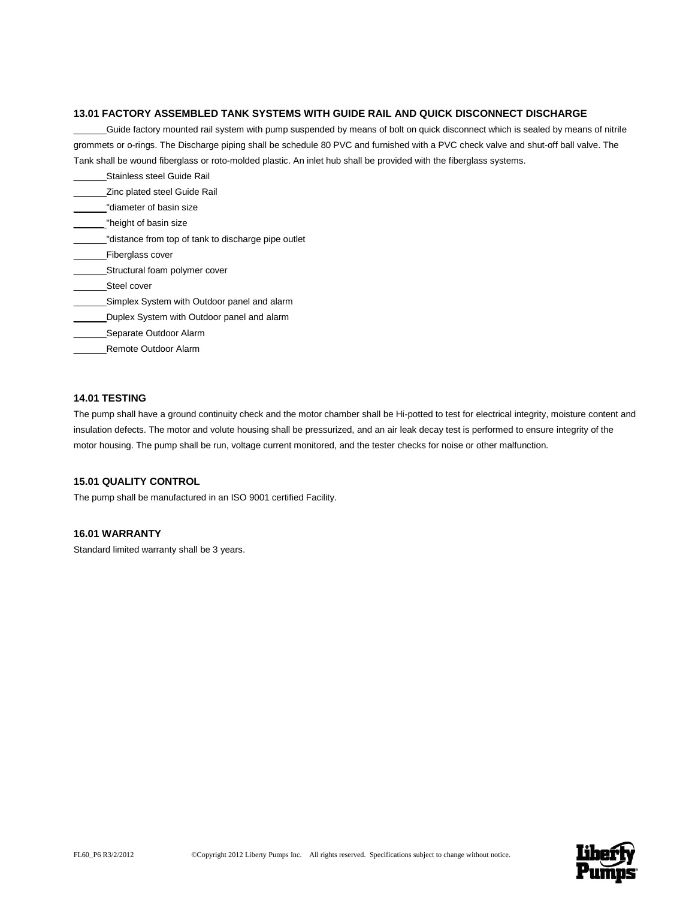### 13.01 FACTORY ASSEMBLED TANK SYSTEMS WITH GUIDE RAIL AND QUICK DISCONNECT DISCHARGE

______Guide factory mounted rail system with pump suspended by means of bolt on quick disconnect which is sealed by means of nitrile grommets or o-rings. The Discharge piping shall be schedule 80 PVC and furnished with a PVC check valve and shut-off ball valve. The Tank shall be wound fiberglass or roto-molded plastic. An inlet hub shall be provided with the fiberglass systems.

______Stainless steel Guide Rail

______Zinc plated steel Guide Rail

______"diameter of basin size

______"height of basin size

______"distance from top of tank to discharge pipe outlet

______Fiberglass cover

______Structural foam polymer cover

______Steel cover

______Simplex System with Outdoor panel and alarm

______Duplex System with Outdoor panel and alarm

______Separate Outdoor Alarm

______Remote Outdoor Alarm

### 14.01 TESTING

The pump shall have a ground continuity check and the motor chamber shall be Hi-potted to test for electrical integrity, moisture content and insulation defects. The motor and volute housing shall be pressurized, and an air leak decay test is performed to ensure integrity of the motor housing. The pump shall be run, voltage current monitored, and the tester checks for noise or other malfunction.

### 15.01 QUALITY CONTROL

The pump shall be manufactured in an ISO 9001 certified Facility.

### 16.01 WARRANTY

Standard limited warranty shall be 3 years.

FL60_P6 R3/2/2012 ©Copyright 2012 Liberty Pumps Inc. All rights reserved. Specifications subject to change without notice.